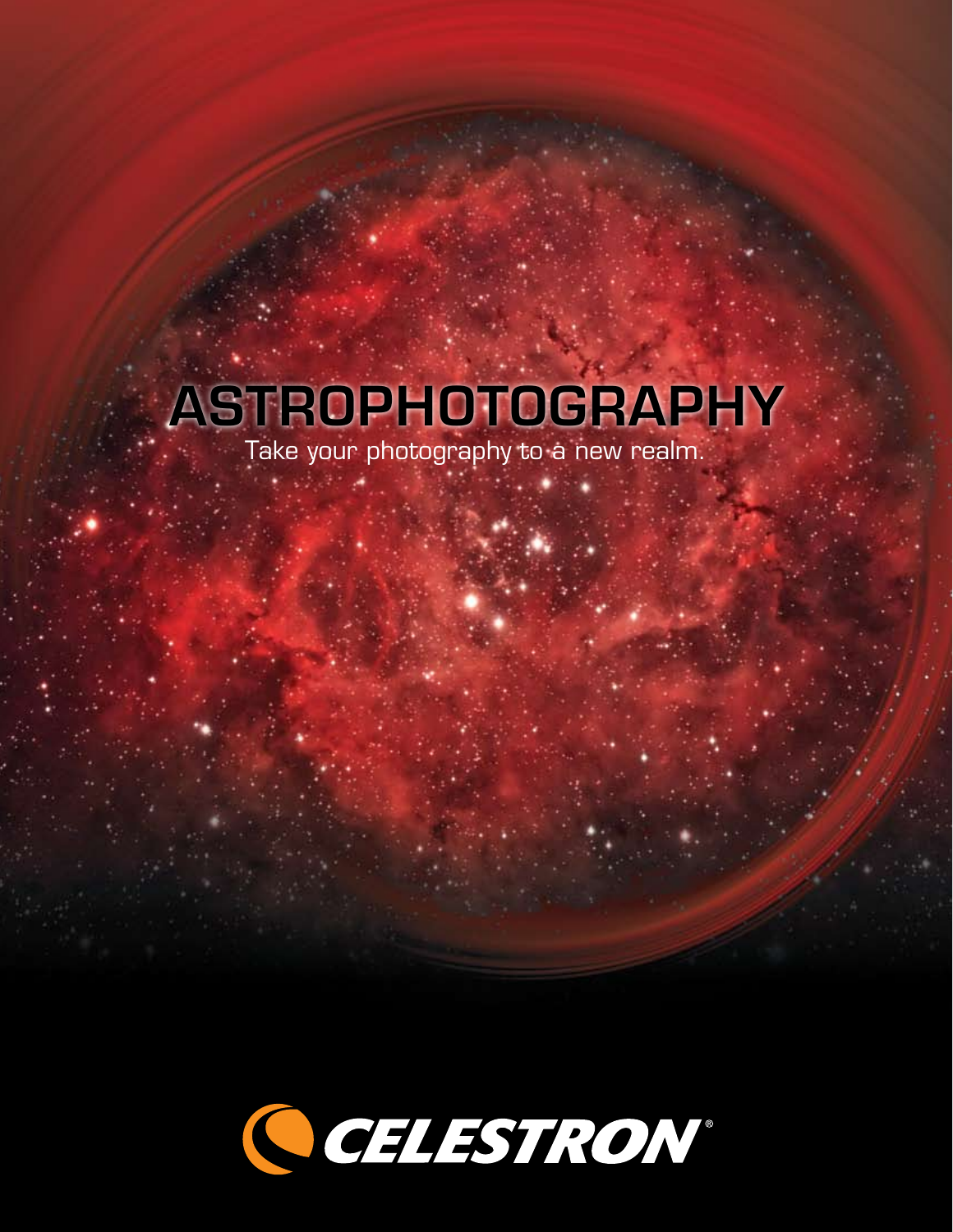# ASTROPHOTOGRAPHY

Take your photography to a new realm.

CELESTRON®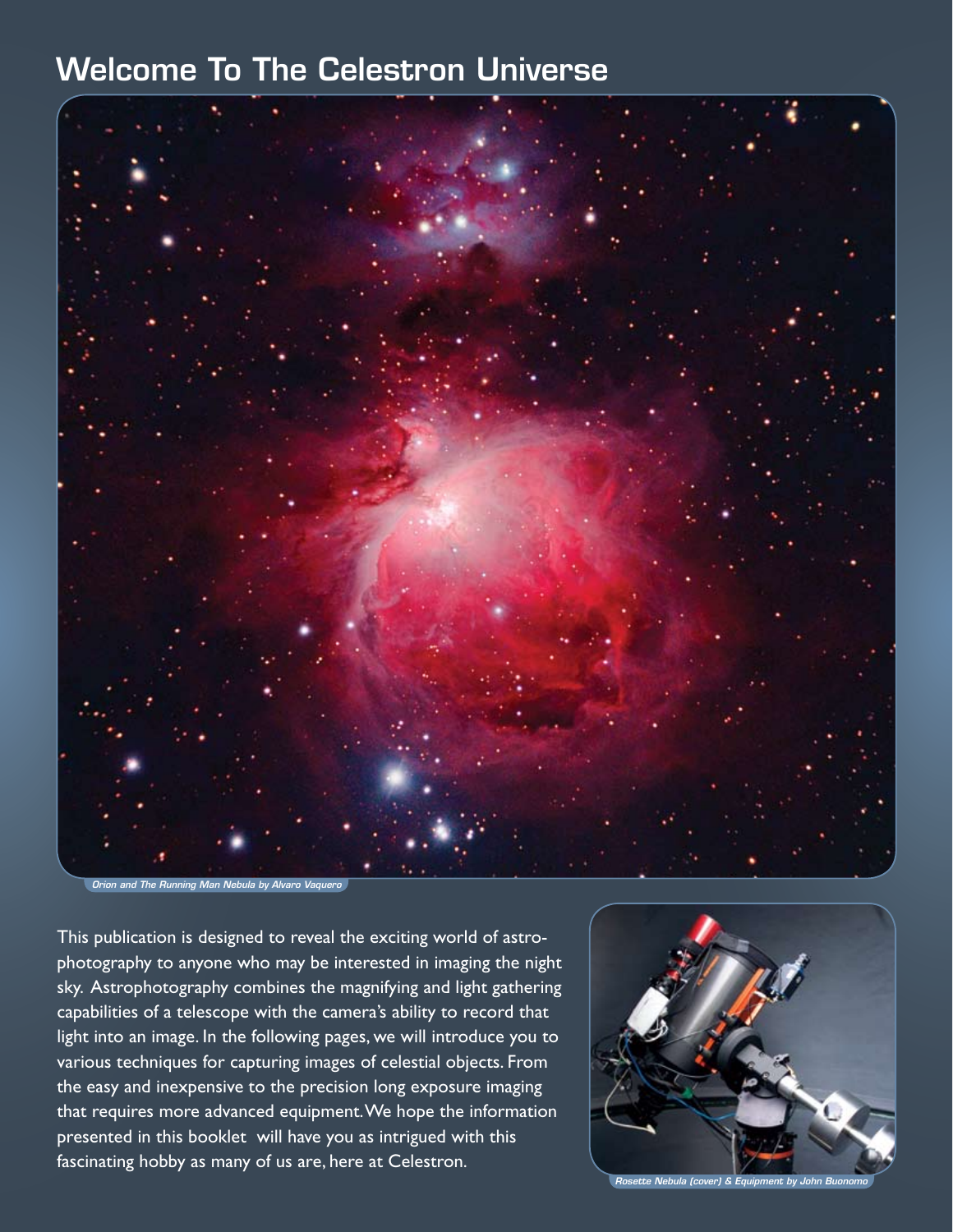# Welcome To The Celestron Universe

*Orion and The Running Man Nebula by Alvaro Vaquero*

This publication is designed to reveal the exciting world of astrophotography to anyone who may be interested in imaging the night sky. Astrophotography combines the magnifying and light gathering capabilities of a telescope with the camera's ability to record that light into an image. In the following pages, we will introduce you to various techniques for capturing images of celestial objects. From the easy and inexpensive to the precision long exposure imaging that requires more advanced equipment. We hope the information presented in this booklet will have you as intrigued with this fascinating hobby as many of us are, here at Celestron.

*Rosette Nebula (cover) & Equipment by John Buonomo*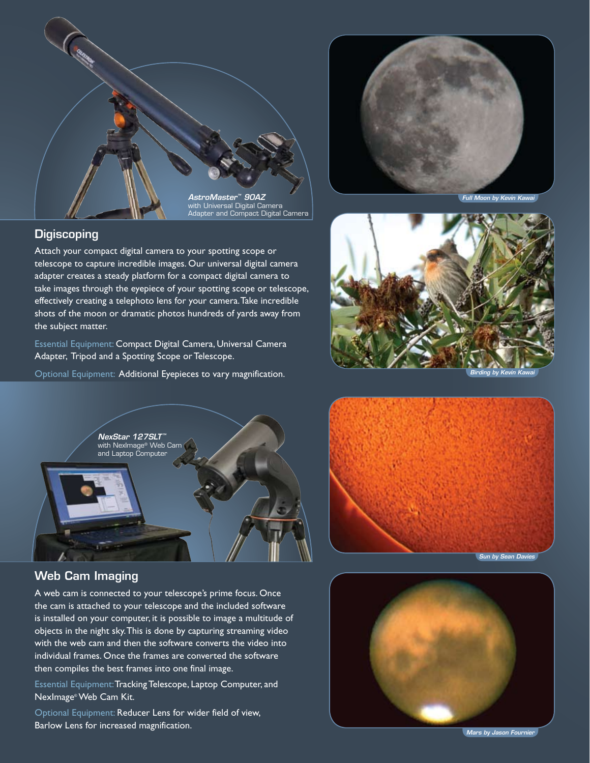**AstroMaster™ 90AZ**
with Universal Digital Camera Adapter and Compact Digital Camera

## Digiscoping

Attach your compact digital camera to your spotting scope or telescope to capture incredible images. Our universal digital camera adapter creates a steady platform for a compact digital camera to take images through the eyepiece of your spotting scope or telescope, effectively creating a telephoto lens for your camera. Take incredible shots of the moon or dramatic photos hundreds of yards away from the subject matter.

Essential Equipment: Compact Digital Camera, Universal Camera Adapter, Tripod and a Spotting Scope or Telescope.

Optional Equipment: Additional Eyepieces to vary magnification.

*Full Moon by Kevin Kawai*

*Birding by Kevin Kawai*

**NexStar 127SLT™**
with NexImage® Web Cam and Laptop Computer

## Web Cam Imaging

A web cam is connected to your telescope's prime focus. Once the cam is attached to your telescope and the included software is installed on your computer, it is possible to image a multitude of objects in the night sky. This is done by capturing streaming video with the web cam and then the software converts the video into individual frames. Once the frames are converted the software then compiles the best frames into one final image.

Essential Equipment: Tracking Telescope, Laptop Computer, and NexImage® Web Cam Kit.

Optional Equipment: Reducer Lens for wider field of view, Barlow Lens for increased magnification.

*Sun by Sean Davies*

*Mars by Jason Fournier*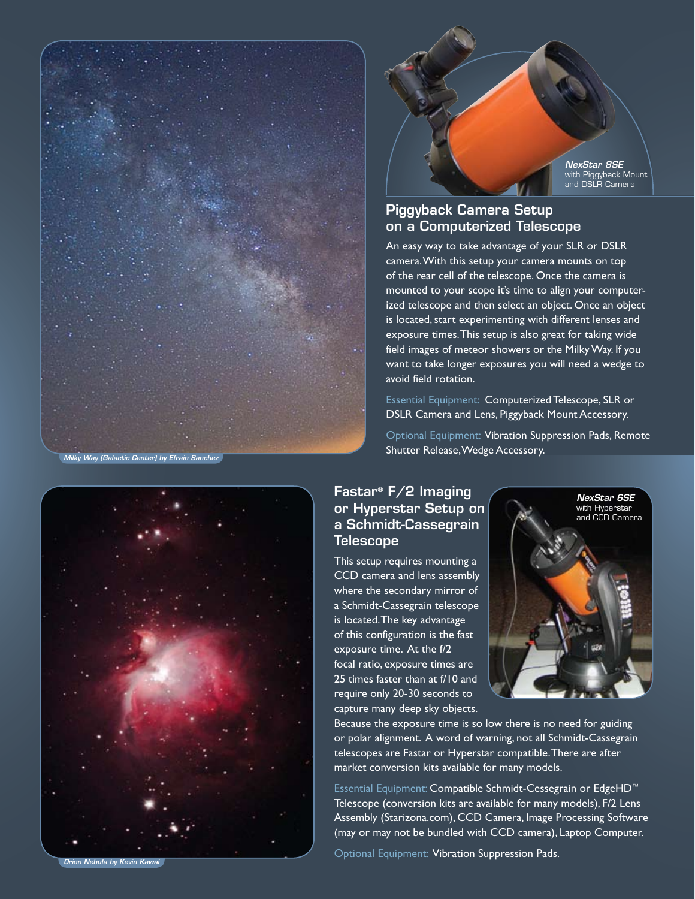Milky Way (Galactic Center) by Efrain Sanchez

*NexStar 8SE* with Piggyback Mount and DSLR Camera

## Piggyback Camera Setup on a Computerized Telescope

An easy way to take advantage of your SLR or DSLR camera. With this setup your camera mounts on top of the rear cell of the telescope. Once the camera is mounted to your scope it's time to align your computerized telescope and then select an object. Once an object is located, start experimenting with different lenses and exposure times. This setup is also great for taking wide field images of meteor showers or the Milky Way. If you want to take longer exposures you will need a wedge to avoid field rotation.

Essential Equipment: Computerized Telescope, SLR or DSLR Camera and Lens, Piggyback Mount Accessory.

Optional Equipment: Vibration Suppression Pads, Remote Shutter Release, Wedge Accessory.

Orion Nebula by Kevin Kawai

## Fastar® F/2 Imaging or Hyperstar Setup on a Schmidt-Cassegrain Telescope

*NexStar 6SE* with Hyperstar and CCD Camera

This setup requires mounting a CCD camera and lens assembly where the secondary mirror of a Schmidt-Cassegrain telescope is located. The key advantage of this configuration is the fast exposure time. At the f/2 focal ratio, exposure times are 25 times faster than at f/10 and require only 20-30 seconds to capture many deep sky objects. Because the exposure time is so low there is no need for guiding or polar alignment. A word of warning, not all Schmidt-Cassegrain telescopes are Fastar or Hyperstar compatible. There are after market conversion kits available for many models.

Essential Equipment: Compatible Schmidt-Cessegrain or EdgeHD™ Telescope (conversion kits are available for many models), F/2 Lens Assembly (Starizona.com), CCD Camera, Image Processing Software (may or may not be bundled with CCD camera), Laptop Computer.

Optional Equipment: Vibration Suppression Pads.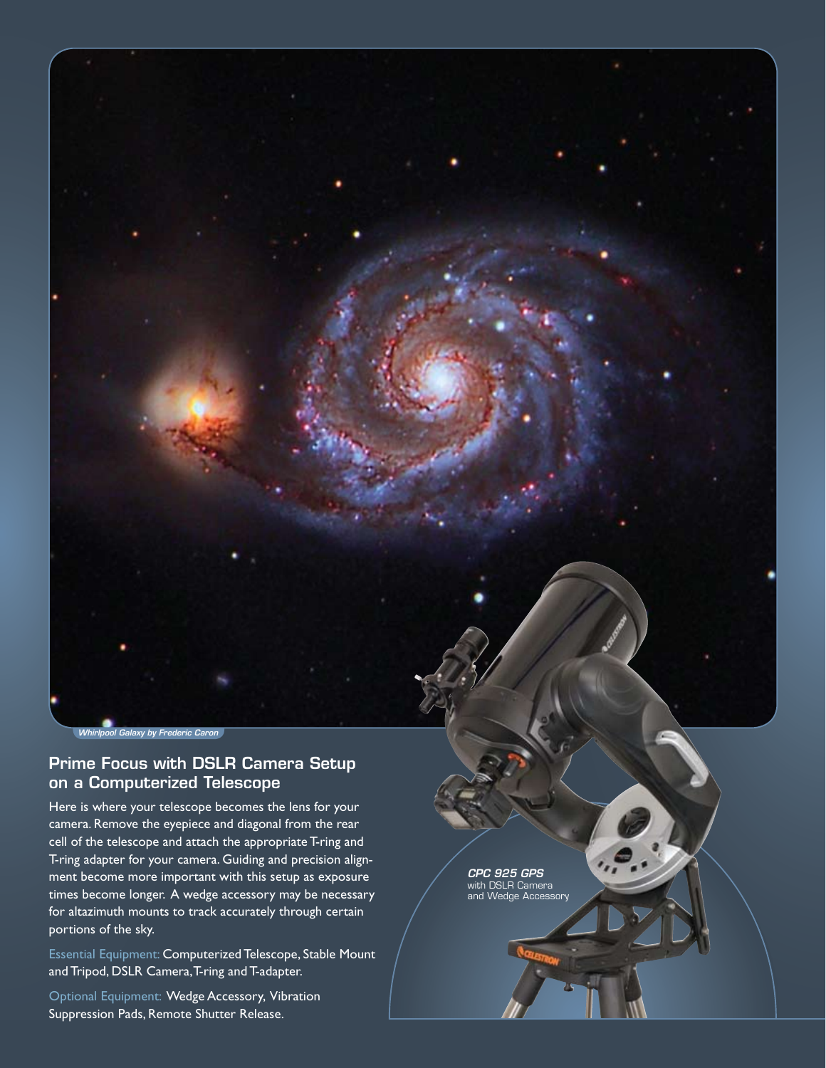*Whirlpool Galaxy by Frederic Caron*

## Prime Focus with DSLR Camera Setup on a Computerized Telescope

Here is where your telescope becomes the lens for your camera. Remove the eyepiece and diagonal from the rear cell of the telescope and attach the appropriate T-ring and T-ring adapter for your camera. Guiding and precision alignment become more important with this setup as exposure times become longer. A wedge accessory may be necessary for altazimuth mounts to track accurately through certain portions of the sky.

Essential Equipment: Computerized Telescope, Stable Mount and Tripod, DSLR Camera, T-ring and T-adapter.

Optional Equipment: Wedge Accessory, Vibration Suppression Pads, Remote Shutter Release.

***CPC 925 GPS*** with DSLR Camera and Wedge Accessory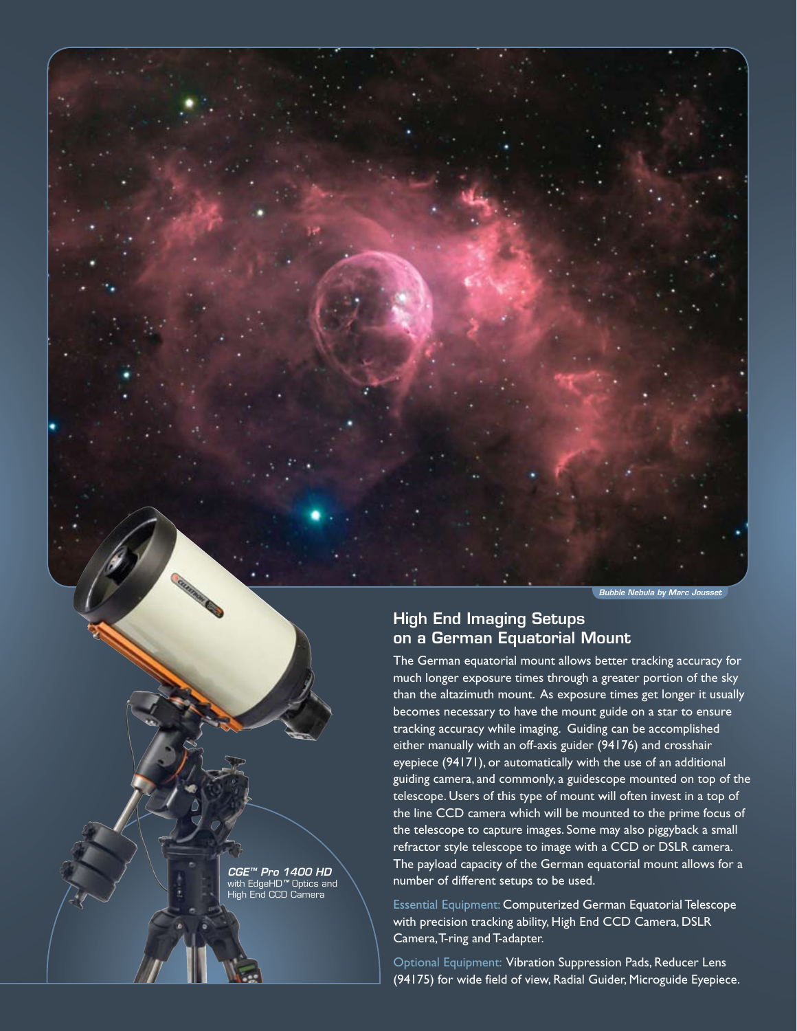*Bubble Nebula by Marc Jousset*

## High End Imaging Setups on a German Equatorial Mount

The German equatorial mount allows better tracking accuracy for much longer exposure times through a greater portion of the sky than the altazimuth mount. As exposure times get longer it usually becomes necessary to have the mount guide on a star to ensure tracking accuracy while imaging. Guiding can be accomplished either manually with an off-axis guider (94176) and crosshair eyepiece (94171), or automatically with the use of an additional guiding camera, and commonly, a guidescope mounted on top of the telescope. Users of this type of mount will often invest in a top of the line CCD camera which will be mounted to the prime focus of the telescope to capture images. Some may also piggyback a small refractor style telescope to image with a CCD or DSLR camera. The payload capacity of the German equatorial mount allows for a number of different setups to be used.

Essential Equipment: Computerized German Equatorial Telescope with precision tracking ability, High End CCD Camera, DSLR Camera, T-ring and T-adapter.

Optional Equipment: Vibration Suppression Pads, Reducer Lens (94175) for wide field of view, Radial Guider, Microguide Eyepiece.

***CGE™ Pro 1400 HD***
with EdgeHD™ Optics and High End CCD Camera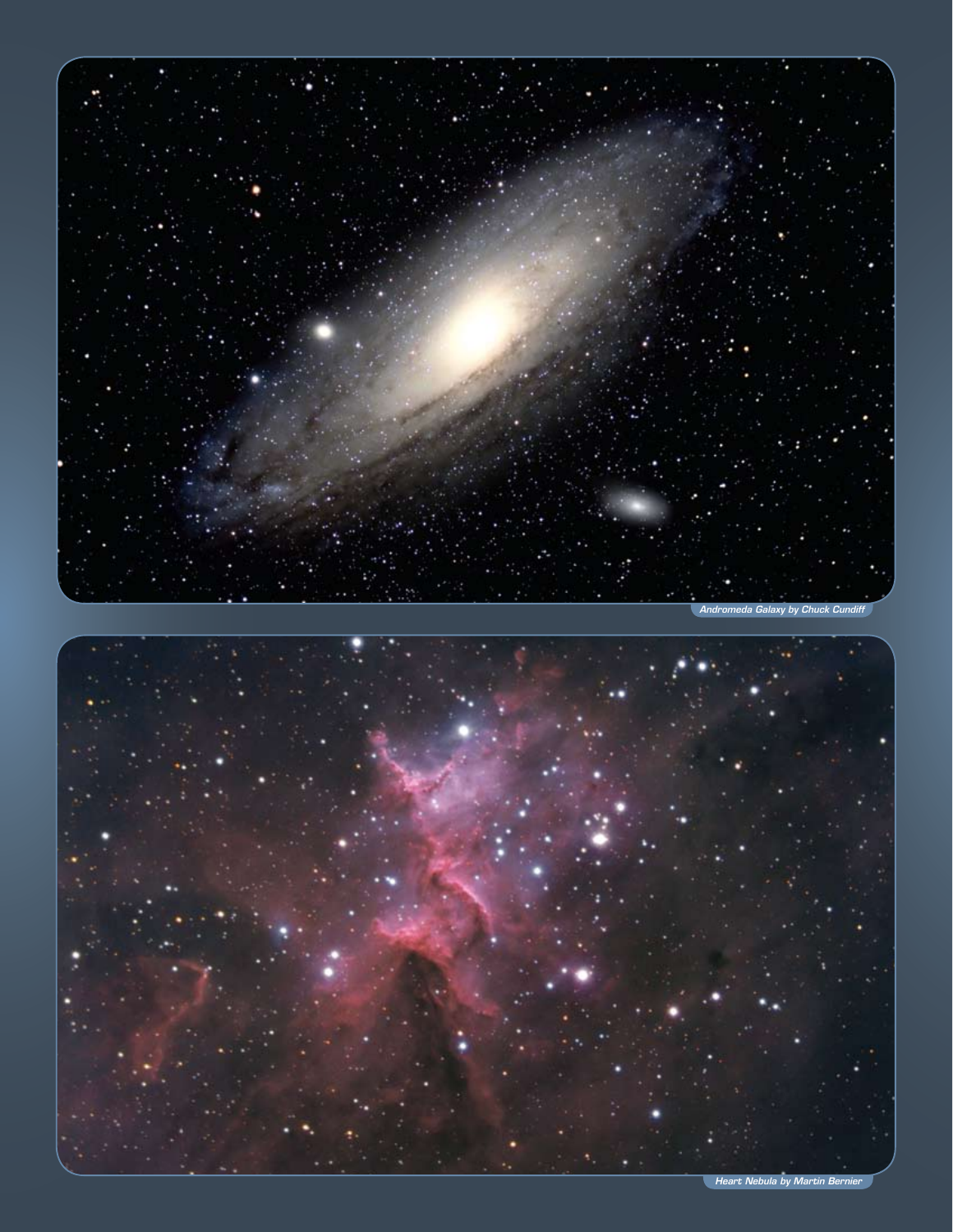Andromeda Galaxy by Chuck Cundiff

Heart Nebula by Martin Bernier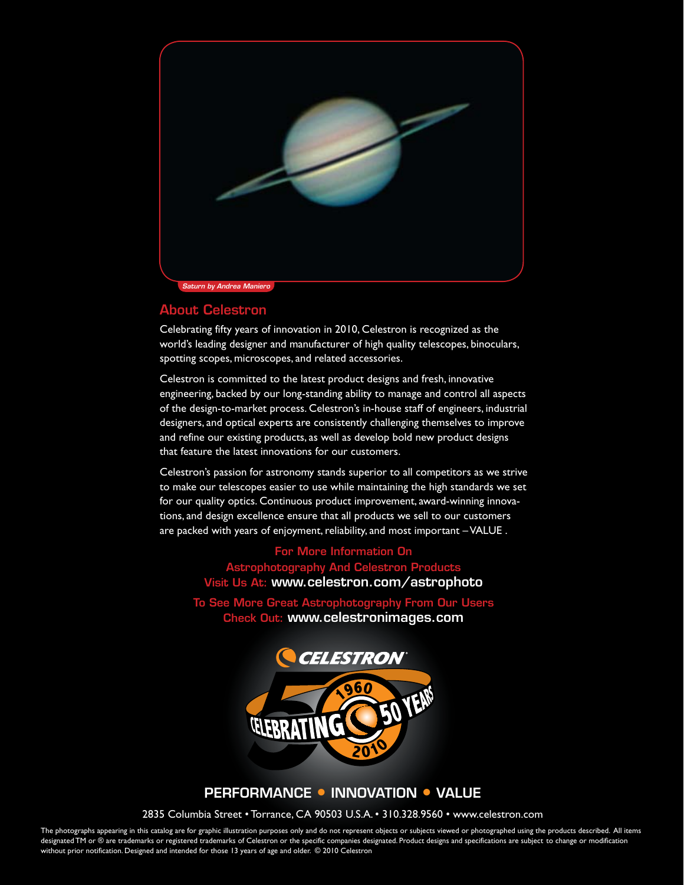Saturn by Andrea Maniero

## About Celestron

Celebrating fifty years of innovation in 2010, Celestron is recognized as the world's leading designer and manufacturer of high quality telescopes, binoculars, spotting scopes, microscopes, and related accessories.

Celestron is committed to the latest product designs and fresh, innovative engineering, backed by our long-standing ability to manage and control all aspects of the design-to-market process. Celestron's in-house staff of engineers, industrial designers, and optical experts are consistently challenging themselves to improve and refine our existing products, as well as develop bold new product designs that feature the latest innovations for our customers.

Celestron's passion for astronomy stands superior to all competitors as we strive to make our telescopes easier to use while maintaining the high standards we set for our quality optics. Continuous product improvement, award-winning innovations, and design excellence ensure that all products we sell to our customers are packed with years of enjoyment, reliability, and most important – VALUE .

For More Information On
Astrophotography And Celestron Products
Visit Us At: **www.celestron.com/astrophoto**

To See More Great Astrophotography From Our Users
Check Out: **www.celestronimages.com**

CELESTRON

CELEBRATING 1960 50 YEARS 2010

**PERFORMANCE • INNOVATION • VALUE**

2835 Columbia Street • Torrance, CA 90503 U.S.A. • 310.328.9560 • www.celestron.com

The photographs appearing in this catalog are for graphic illustration purposes only and do not represent objects or subjects viewed or photographed using the products described. All items designated TM or ® are trademarks or registered trademarks of Celestron or the specific companies designated. Product designs and specifications are subject to change or modification without prior notification. Designed and intended for those 13 years of age and older. © 2010 Celestron